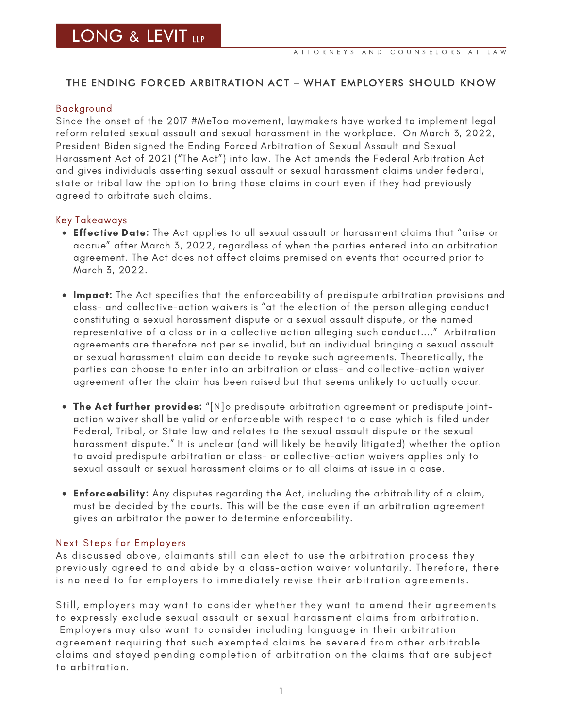# LONG & LEVIT LLP

ATTORNEYS AND COUNSELORS AT LAW

## THE ENDING FORCED ARBITRATION ACT – WHAT EMPLOYERS SHOULD KNOW

### Background

Since the onset of the 2017 #MeToo movement, lawmakers have worked to implement legal reform related sexual assault and sexual harassment in the workplace. On March 3, 2022, President Biden signed the Ending Forced Arbitration of Sexual Assault and Sexual Harassment Act of 2021 ("The Act") into law. The Act amends the Federal Arbitration Act and gives individuals asserting sexual assault or sexual harassment claims under federal, state or tribal law the option to bring those claims in court even if they had previously agreed to arbitrate such claims.

### Key Takeaways

- **Effective Date:** The Act applies to all sexual assault or harassment claims that "arise or accrue" after March 3, 2022, regardless of when the parties entered into an arbitration agreement. The Act does not affect claims premised on events that occurred prior to March 3, 2022.

- **Impact:** The Act specifies that the enforceability of predispute arbitration provisions and class- and collective-action waivers is "at the election of the person alleging conduct constituting a sexual harassment dispute or a sexual assault dispute, or the named representative of a class or in a collective action alleging such conduct…." Arbitration agreements are therefore not per se invalid, but an individual bringing a sexual assault or sexual harassment claim can decide to revoke such agreements. Theoretically, the parties can choose to enter into an arbitration or class- and collective-action waiver agreement after the claim has been raised but that seems unlikely to actually occur.

- **The Act further provides:** "[N]o predispute arbitration agreement or predispute joint-action waiver shall be valid or enforceable with respect to a case which is filed under Federal, Tribal, or State law and relates to the sexual assault dispute or the sexual harassment dispute." It is unclear (and will likely be heavily litigated) whether the option to avoid predispute arbitration or class- or collective-action waivers applies only to sexual assault or sexual harassment claims or to all claims at issue in a case.

- **Enforceability:** Any disputes regarding the Act, including the arbitrability of a claim, must be decided by the courts. This will be the case even if an arbitration agreement gives an arbitrator the power to determine enforceability.

### Next Steps for Employers

As discussed above, claimants still can elect to use the arbitration process they previously agreed to and abide by a class-action waiver voluntarily. Therefore, there is no need to for employers to immediately revise their arbitration agreements.

Still, employers may want to consider whether they want to amend their agreements to expressly exclude sexual assault or sexual harassment claims from arbitration. Employers may also want to consider including language in their arbitration agreement requiring that such exempted claims be severed from other arbitrable claims and stayed pending completion of arbitration on the claims that are subject to arbitration.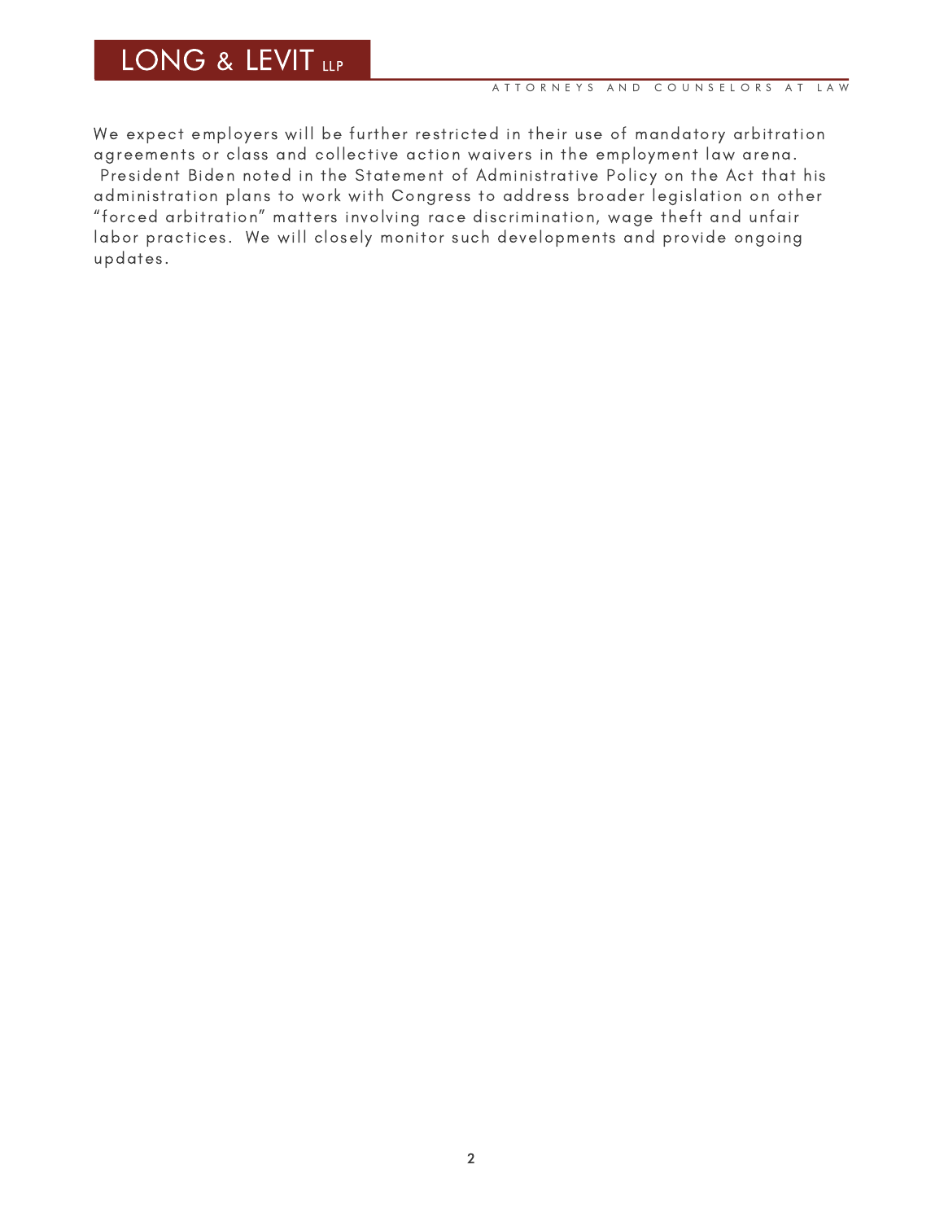We expect employers will be further restricted in their use of mandatory arbitration agreements or class and collective action waivers in the employment law arena. President Biden noted in the Statement of Administrative Policy on the Act that his administration plans to work with Congress to address broader legislation on other "forced arbitration" matters involving race discrimination, wage theft and unfair labor practices. We will closely monitor such developments and provide ongoing updates.